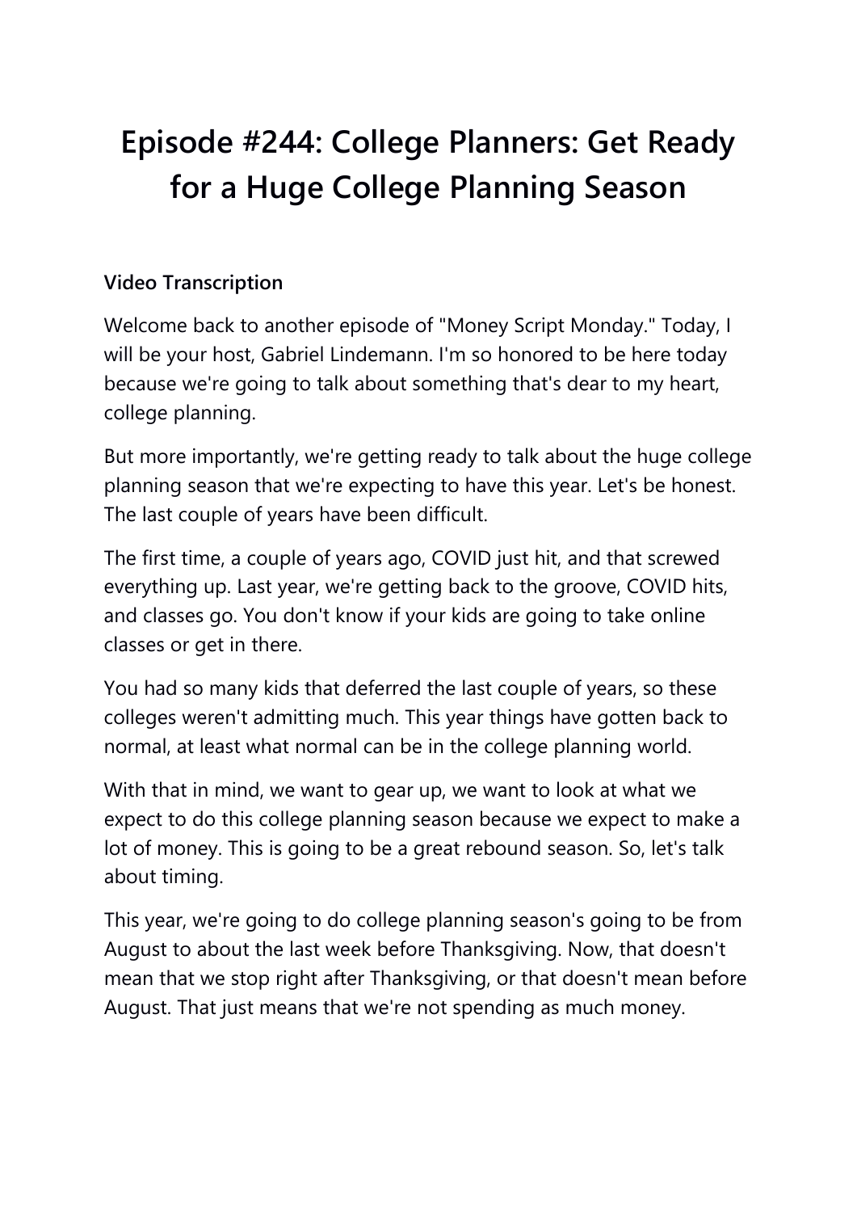# Episode #244: College Planners: Get Ready for a Huge College Planning Season

**Video Transcription**

Welcome back to another episode of "Money Script Monday." Today, I will be your host, Gabriel Lindemann. I'm so honored to be here today because we're going to talk about something that's dear to my heart, college planning.

But more importantly, we're getting ready to talk about the huge college planning season that we're expecting to have this year. Let's be honest. The last couple of years have been difficult.

The first time, a couple of years ago, COVID just hit, and that screwed everything up. Last year, we're getting back to the groove, COVID hits, and classes go. You don't know if your kids are going to take online classes or get in there.

You had so many kids that deferred the last couple of years, so these colleges weren't admitting much. This year things have gotten back to normal, at least what normal can be in the college planning world.

With that in mind, we want to gear up, we want to look at what we expect to do this college planning season because we expect to make a lot of money. This is going to be a great rebound season. So, let's talk about timing.

This year, we're going to do college planning season's going to be from August to about the last week before Thanksgiving. Now, that doesn't mean that we stop right after Thanksgiving, or that doesn't mean before August. That just means that we're not spending as much money.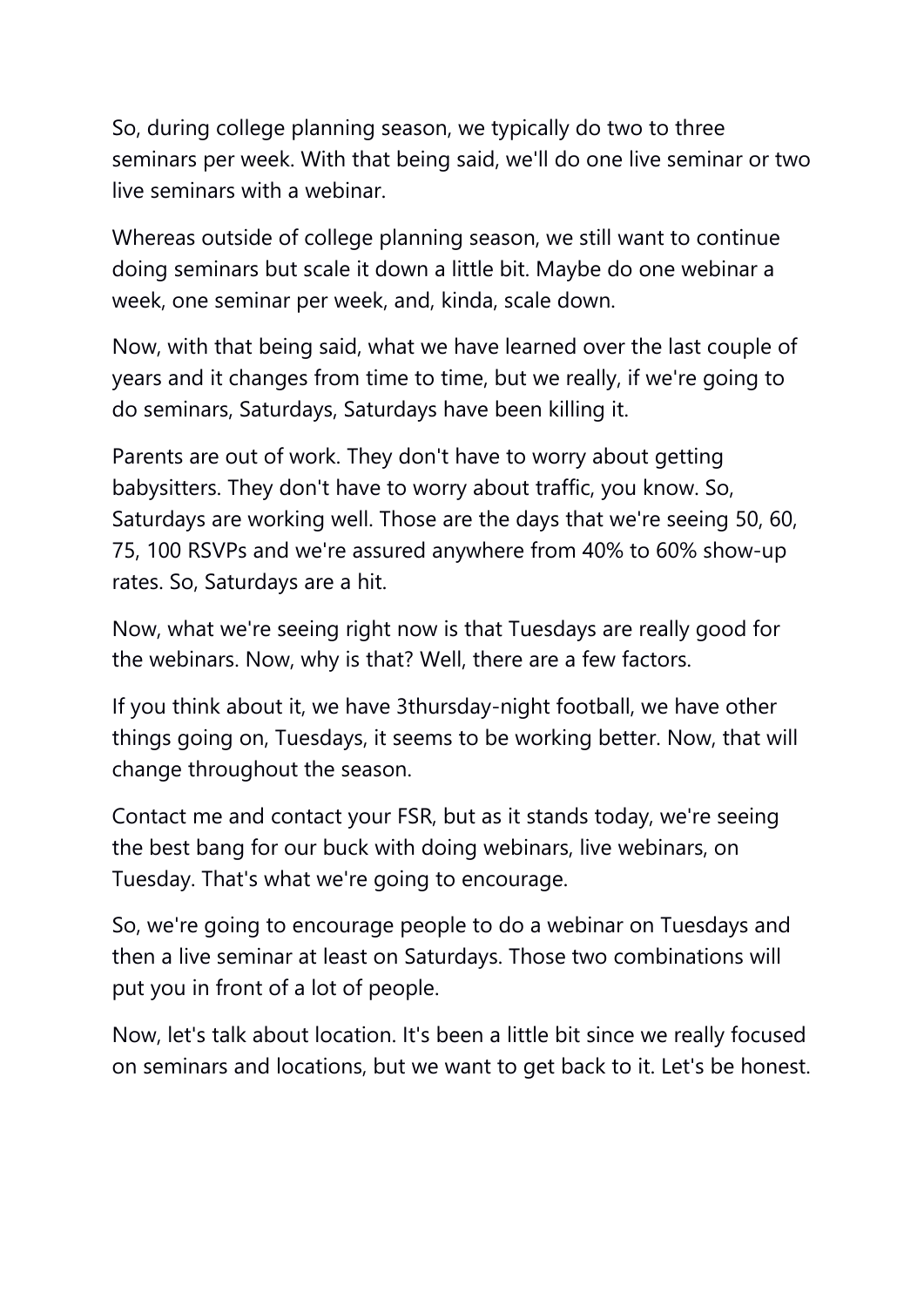So, during college planning season, we typically do two to three seminars per week. With that being said, we'll do one live seminar or two live seminars with a webinar.

Whereas outside of college planning season, we still want to continue doing seminars but scale it down a little bit. Maybe do one webinar a week, one seminar per week, and, kinda, scale down.

Now, with that being said, what we have learned over the last couple of years and it changes from time to time, but we really, if we're going to do seminars, Saturdays, Saturdays have been killing it.

Parents are out of work. They don't have to worry about getting babysitters. They don't have to worry about traffic, you know. So, Saturdays are working well. Those are the days that we're seeing 50, 60, 75, 100 RSVPs and we're assured anywhere from 40% to 60% show-up rates. So, Saturdays are a hit.

Now, what we're seeing right now is that Tuesdays are really good for the webinars. Now, why is that? Well, there are a few factors.

If you think about it, we have 3thursday-night football, we have other things going on, Tuesdays, it seems to be working better. Now, that will change throughout the season.

Contact me and contact your FSR, but as it stands today, we're seeing the best bang for our buck with doing webinars, live webinars, on Tuesday. That's what we're going to encourage.

So, we're going to encourage people to do a webinar on Tuesdays and then a live seminar at least on Saturdays. Those two combinations will put you in front of a lot of people.

Now, let's talk about location. It's been a little bit since we really focused on seminars and locations, but we want to get back to it. Let's be honest.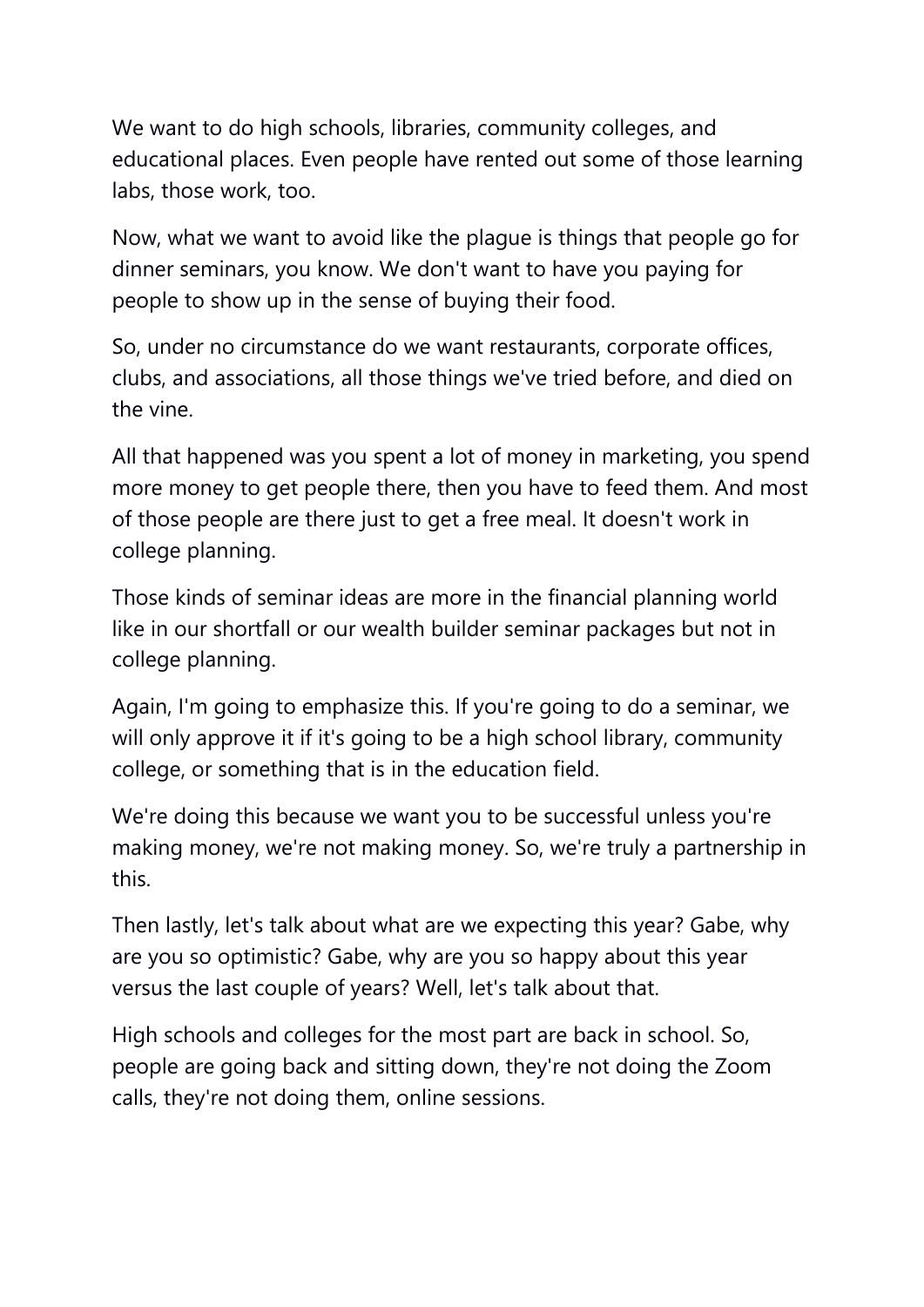We want to do high schools, libraries, community colleges, and educational places. Even people have rented out some of those learning labs, those work, too.

Now, what we want to avoid like the plague is things that people go for dinner seminars, you know. We don't want to have you paying for people to show up in the sense of buying their food.

So, under no circumstance do we want restaurants, corporate offices, clubs, and associations, all those things we've tried before, and died on the vine.

All that happened was you spent a lot of money in marketing, you spend more money to get people there, then you have to feed them. And most of those people are there just to get a free meal. It doesn't work in college planning.

Those kinds of seminar ideas are more in the financial planning world like in our shortfall or our wealth builder seminar packages but not in college planning.

Again, I'm going to emphasize this. If you're going to do a seminar, we will only approve it if it's going to be a high school library, community college, or something that is in the education field.

We're doing this because we want you to be successful unless you're making money, we're not making money. So, we're truly a partnership in this.

Then lastly, let's talk about what are we expecting this year? Gabe, why are you so optimistic? Gabe, why are you so happy about this year versus the last couple of years? Well, let's talk about that.

High schools and colleges for the most part are back in school. So, people are going back and sitting down, they're not doing the Zoom calls, they're not doing them, online sessions.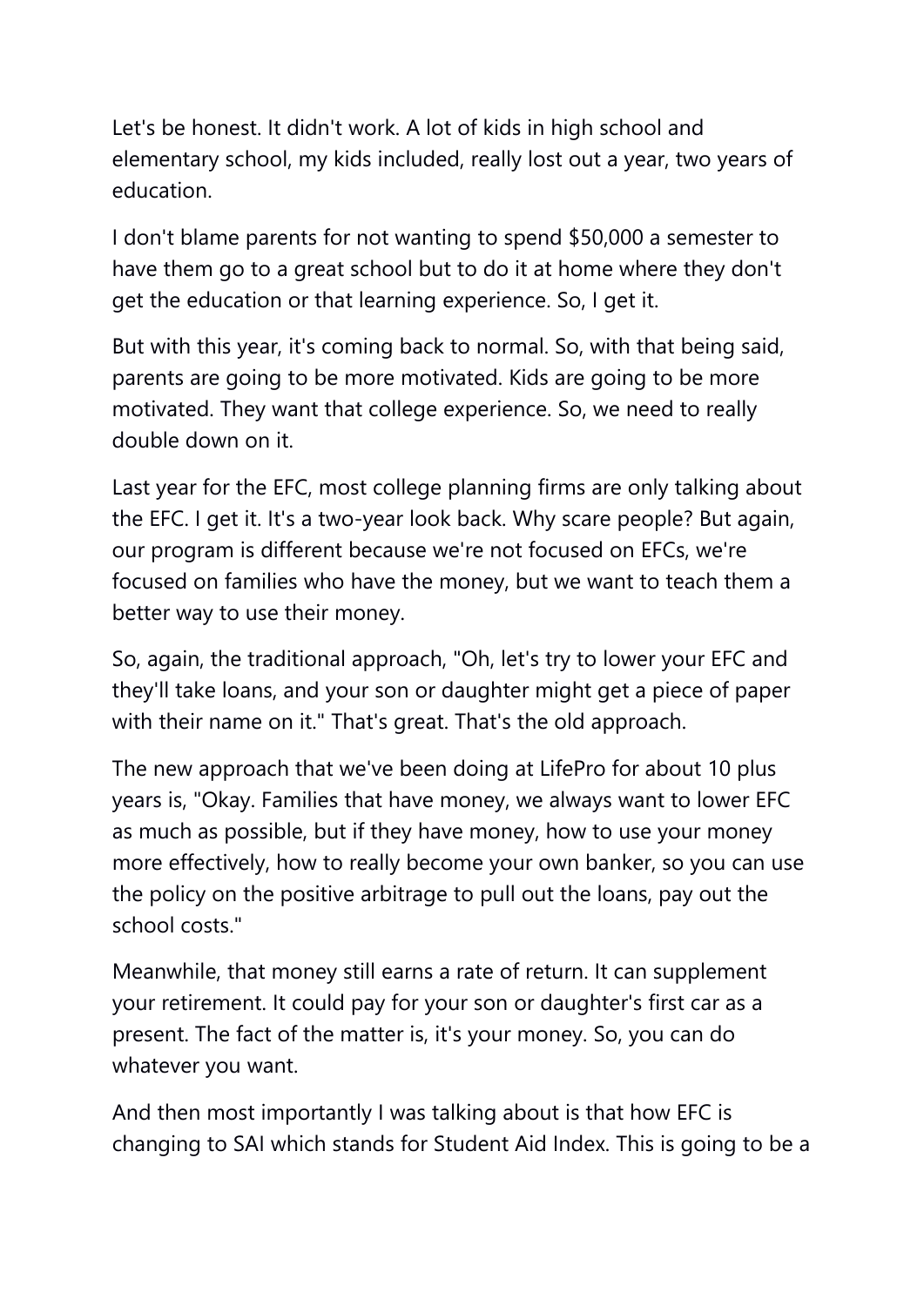Let's be honest. It didn't work. A lot of kids in high school and elementary school, my kids included, really lost out a year, two years of education.

I don't blame parents for not wanting to spend $50,000 a semester to have them go to a great school but to do it at home where they don't get the education or that learning experience. So, I get it.

But with this year, it's coming back to normal. So, with that being said, parents are going to be more motivated. Kids are going to be more motivated. They want that college experience. So, we need to really double down on it.

Last year for the EFC, most college planning firms are only talking about the EFC. I get it. It's a two-year look back. Why scare people? But again, our program is different because we're not focused on EFCs, we're focused on families who have the money, but we want to teach them a better way to use their money.

So, again, the traditional approach, "Oh, let's try to lower your EFC and they'll take loans, and your son or daughter might get a piece of paper with their name on it." That's great. That's the old approach.

The new approach that we've been doing at LifePro for about 10 plus years is, "Okay. Families that have money, we always want to lower EFC as much as possible, but if they have money, how to use your money more effectively, how to really become your own banker, so you can use the policy on the positive arbitrage to pull out the loans, pay out the school costs."

Meanwhile, that money still earns a rate of return. It can supplement your retirement. It could pay for your son or daughter's first car as a present. The fact of the matter is, it's your money. So, you can do whatever you want.

And then most importantly I was talking about is that how EFC is changing to SAI which stands for Student Aid Index. This is going to be a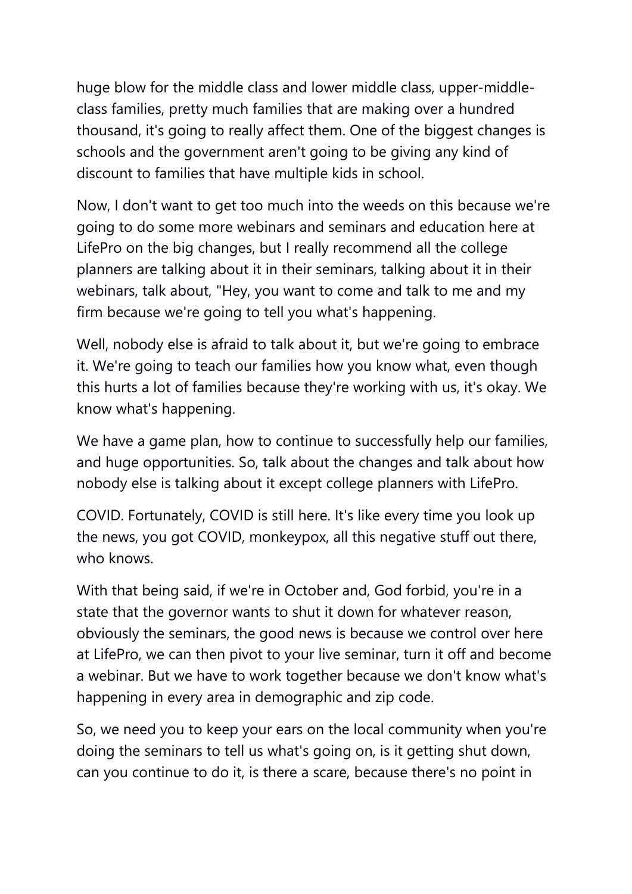huge blow for the middle class and lower middle class, upper-middle-class families, pretty much families that are making over a hundred thousand, it's going to really affect them. One of the biggest changes is schools and the government aren't going to be giving any kind of discount to families that have multiple kids in school.

Now, I don't want to get too much into the weeds on this because we're going to do some more webinars and seminars and education here at LifePro on the big changes, but I really recommend all the college planners are talking about it in their seminars, talking about it in their webinars, talk about, "Hey, you want to come and talk to me and my firm because we're going to tell you what's happening.

Well, nobody else is afraid to talk about it, but we're going to embrace it. We're going to teach our families how you know what, even though this hurts a lot of families because they're working with us, it's okay. We know what's happening.

We have a game plan, how to continue to successfully help our families, and huge opportunities. So, talk about the changes and talk about how nobody else is talking about it except college planners with LifePro.

COVID. Fortunately, COVID is still here. It's like every time you look up the news, you got COVID, monkeypox, all this negative stuff out there, who knows.

With that being said, if we're in October and, God forbid, you're in a state that the governor wants to shut it down for whatever reason, obviously the seminars, the good news is because we control over here at LifePro, we can then pivot to your live seminar, turn it off and become a webinar. But we have to work together because we don't know what's happening in every area in demographic and zip code.

So, we need you to keep your ears on the local community when you're doing the seminars to tell us what's going on, is it getting shut down, can you continue to do it, is there a scare, because there's no point in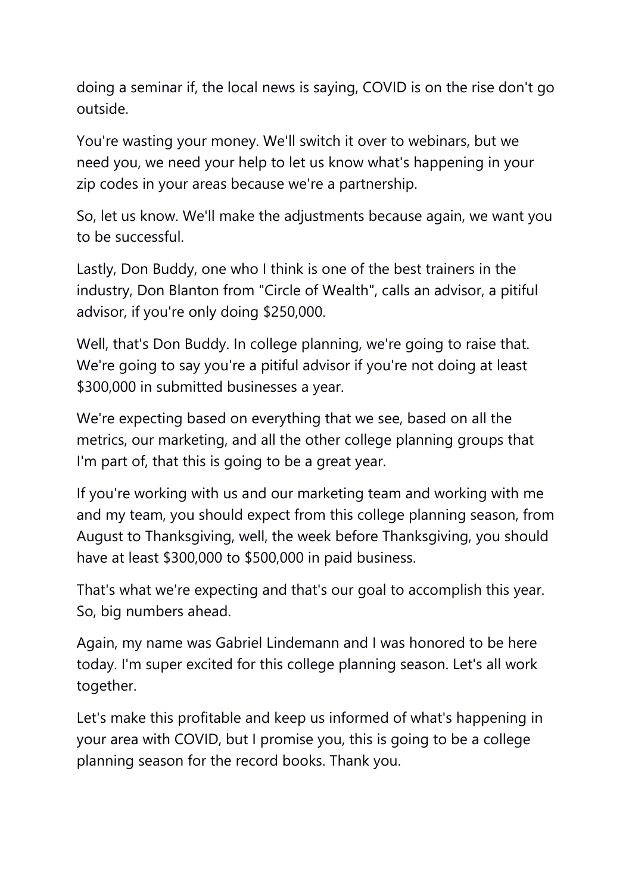doing a seminar if, the local news is saying, COVID is on the rise don't go outside.

You're wasting your money. We'll switch it over to webinars, but we need you, we need your help to let us know what's happening in your zip codes in your areas because we're a partnership.

So, let us know. We'll make the adjustments because again, we want you to be successful.

Lastly, Don Buddy, one who I think is one of the best trainers in the industry, Don Blanton from "Circle of Wealth", calls an advisor, a pitiful advisor, if you're only doing $250,000.

Well, that's Don Buddy. In college planning, we're going to raise that. We're going to say you're a pitiful advisor if you're not doing at least $300,000 in submitted businesses a year.

We're expecting based on everything that we see, based on all the metrics, our marketing, and all the other college planning groups that I'm part of, that this is going to be a great year.

If you're working with us and our marketing team and working with me and my team, you should expect from this college planning season, from August to Thanksgiving, well, the week before Thanksgiving, you should have at least $300,000 to $500,000 in paid business.

That's what we're expecting and that's our goal to accomplish this year. So, big numbers ahead.

Again, my name was Gabriel Lindemann and I was honored to be here today. I'm super excited for this college planning season. Let's all work together.

Let's make this profitable and keep us informed of what's happening in your area with COVID, but I promise you, this is going to be a college planning season for the record books. Thank you.